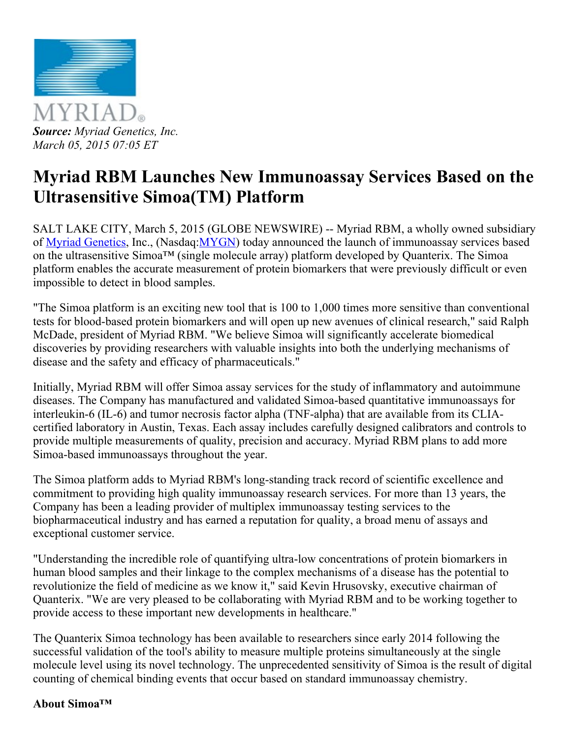MYRIAD®

***Source:*** *Myriad Genetics, Inc.*
*March 05, 2015 07:05 ET*

# Myriad RBM Launches New Immunoassay Services Based on the Ultrasensitive Simoa(TM) Platform

SALT LAKE CITY, March 5, 2015 (GLOBE NEWSWIRE) -- Myriad RBM, a wholly owned subsidiary of [Myriad Genetics](), Inc., (Nasdaq:[MYGN]()) today announced the launch of immunoassay services based on the ultrasensitive Simoa™ (single molecule array) platform developed by Quanterix. The Simoa platform enables the accurate measurement of protein biomarkers that were previously difficult or even impossible to detect in blood samples.

"The Simoa platform is an exciting new tool that is 100 to 1,000 times more sensitive than conventional tests for blood-based protein biomarkers and will open up new avenues of clinical research," said Ralph McDade, president of Myriad RBM. "We believe Simoa will significantly accelerate biomedical discoveries by providing researchers with valuable insights into both the underlying mechanisms of disease and the safety and efficacy of pharmaceuticals."

Initially, Myriad RBM will offer Simoa assay services for the study of inflammatory and autoimmune diseases. The Company has manufactured and validated Simoa-based quantitative immunoassays for interleukin-6 (IL-6) and tumor necrosis factor alpha (TNF-alpha) that are available from its CLIA-certified laboratory in Austin, Texas. Each assay includes carefully designed calibrators and controls to provide multiple measurements of quality, precision and accuracy. Myriad RBM plans to add more Simoa-based immunoassays throughout the year.

The Simoa platform adds to Myriad RBM's long-standing track record of scientific excellence and commitment to providing high quality immunoassay research services. For more than 13 years, the Company has been a leading provider of multiplex immunoassay testing services to the biopharmaceutical industry and has earned a reputation for quality, a broad menu of assays and exceptional customer service.

"Understanding the incredible role of quantifying ultra-low concentrations of protein biomarkers in human blood samples and their linkage to the complex mechanisms of a disease has the potential to revolutionize the field of medicine as we know it," said Kevin Hrusovsky, executive chairman of Quanterix. "We are very pleased to be collaborating with Myriad RBM and to be working together to provide access to these important new developments in healthcare."

The Quanterix Simoa technology has been available to researchers since early 2014 following the successful validation of the tool's ability to measure multiple proteins simultaneously at the single molecule level using its novel technology. The unprecedented sensitivity of Simoa is the result of digital counting of chemical binding events that occur based on standard immunoassay chemistry.

**About Simoa™**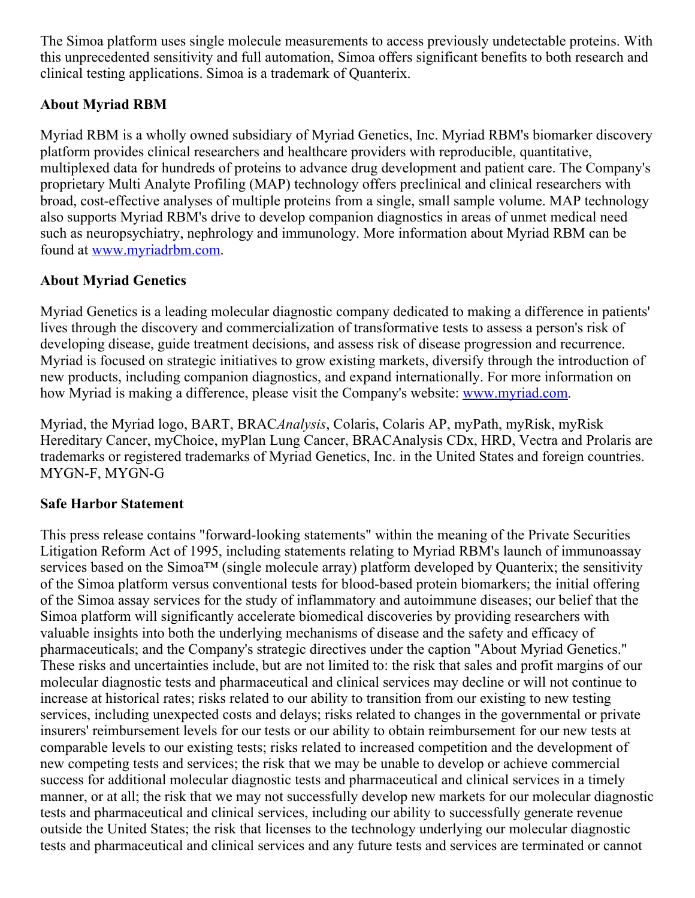The Simoa platform uses single molecule measurements to access previously undetectable proteins. With this unprecedented sensitivity and full automation, Simoa offers significant benefits to both research and clinical testing applications. Simoa is a trademark of Quanterix.

**About Myriad RBM**

Myriad RBM is a wholly owned subsidiary of Myriad Genetics, Inc. Myriad RBM's biomarker discovery platform provides clinical researchers and healthcare providers with reproducible, quantitative, multiplexed data for hundreds of proteins to advance drug development and patient care. The Company's proprietary Multi Analyte Profiling (MAP) technology offers preclinical and clinical researchers with broad, cost-effective analyses of multiple proteins from a single, small sample volume. MAP technology also supports Myriad RBM's drive to develop companion diagnostics in areas of unmet medical need such as neuropsychiatry, nephrology and immunology. More information about Myriad RBM can be found at [www.myriadrbm.com](http://www.myriadrbm.com).

**About Myriad Genetics**

Myriad Genetics is a leading molecular diagnostic company dedicated to making a difference in patients' lives through the discovery and commercialization of transformative tests to assess a person's risk of developing disease, guide treatment decisions, and assess risk of disease progression and recurrence. Myriad is focused on strategic initiatives to grow existing markets, diversify through the introduction of new products, including companion diagnostics, and expand internationally. For more information on how Myriad is making a difference, please visit the Company's website: [www.myriad.com](http://www.myriad.com).

Myriad, the Myriad logo, BART, BRAC*Analysis*, Colaris, Colaris AP, myPath, myRisk, myRisk Hereditary Cancer, myChoice, myPlan Lung Cancer, BRACAnalysis CDx, HRD, Vectra and Prolaris are trademarks or registered trademarks of Myriad Genetics, Inc. in the United States and foreign countries. MYGN-F, MYGN-G

**Safe Harbor Statement**

This press release contains "forward-looking statements" within the meaning of the Private Securities Litigation Reform Act of 1995, including statements relating to Myriad RBM's launch of immunoassay services based on the Simoa™ (single molecule array) platform developed by Quanterix; the sensitivity of the Simoa platform versus conventional tests for blood-based protein biomarkers; the initial offering of the Simoa assay services for the study of inflammatory and autoimmune diseases; our belief that the Simoa platform will significantly accelerate biomedical discoveries by providing researchers with valuable insights into both the underlying mechanisms of disease and the safety and efficacy of pharmaceuticals; and the Company's strategic directives under the caption "About Myriad Genetics." These risks and uncertainties include, but are not limited to: the risk that sales and profit margins of our molecular diagnostic tests and pharmaceutical and clinical services may decline or will not continue to increase at historical rates; risks related to our ability to transition from our existing to new testing services, including unexpected costs and delays; risks related to changes in the governmental or private insurers' reimbursement levels for our tests or our ability to obtain reimbursement for our new tests at comparable levels to our existing tests; risks related to increased competition and the development of new competing tests and services; the risk that we may be unable to develop or achieve commercial success for additional molecular diagnostic tests and pharmaceutical and clinical services in a timely manner, or at all; the risk that we may not successfully develop new markets for our molecular diagnostic tests and pharmaceutical and clinical services, including our ability to successfully generate revenue outside the United States; the risk that licenses to the technology underlying our molecular diagnostic tests and pharmaceutical and clinical services and any future tests and services are terminated or cannot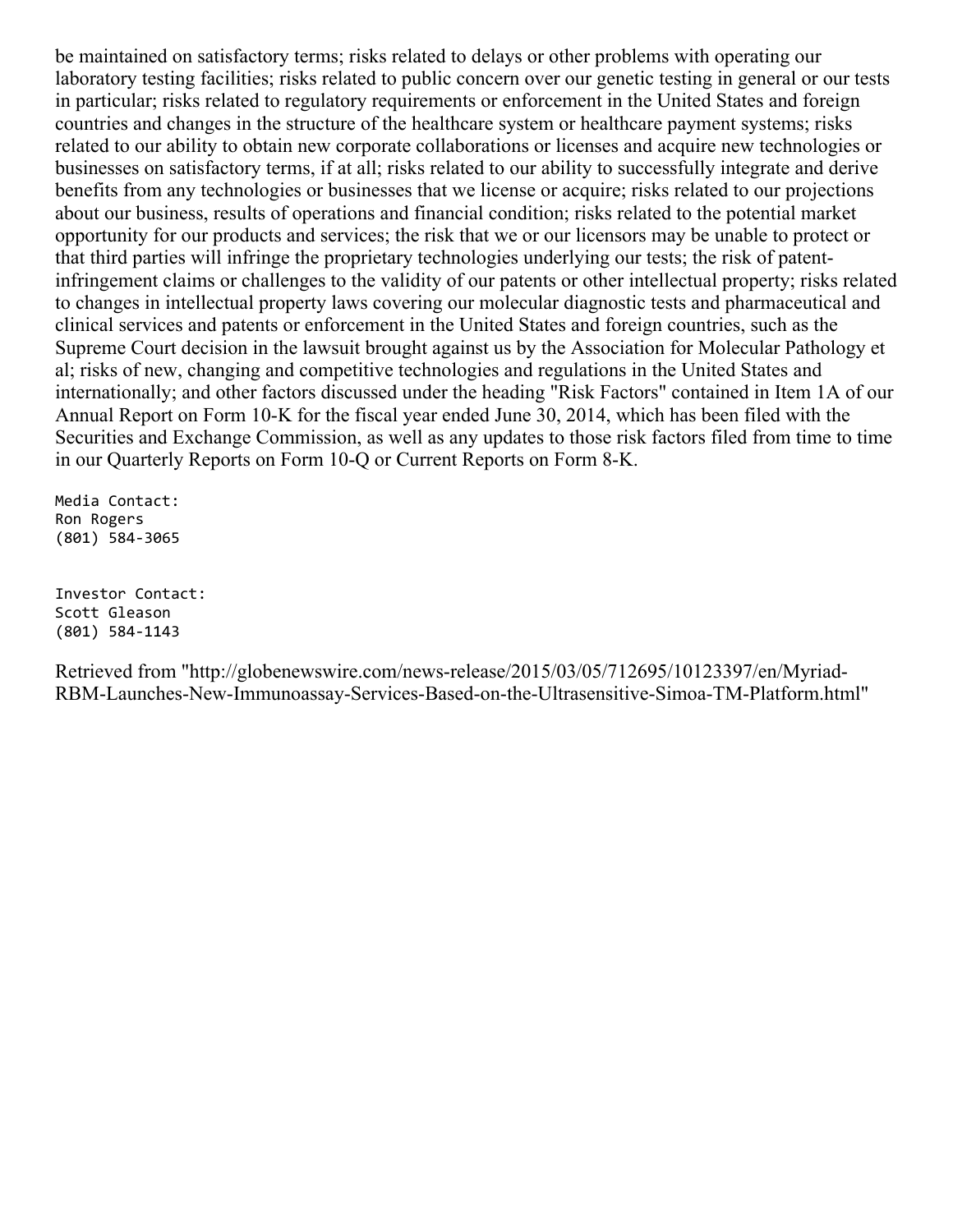be maintained on satisfactory terms; risks related to delays or other problems with operating our laboratory testing facilities; risks related to public concern over our genetic testing in general or our tests in particular; risks related to regulatory requirements or enforcement in the United States and foreign countries and changes in the structure of the healthcare system or healthcare payment systems; risks related to our ability to obtain new corporate collaborations or licenses and acquire new technologies or businesses on satisfactory terms, if at all; risks related to our ability to successfully integrate and derive benefits from any technologies or businesses that we license or acquire; risks related to our projections about our business, results of operations and financial condition; risks related to the potential market opportunity for our products and services; the risk that we or our licensors may be unable to protect or that third parties will infringe the proprietary technologies underlying our tests; the risk of patent-infringement claims or challenges to the validity of our patents or other intellectual property; risks related to changes in intellectual property laws covering our molecular diagnostic tests and pharmaceutical and clinical services and patents or enforcement in the United States and foreign countries, such as the Supreme Court decision in the lawsuit brought against us by the Association for Molecular Pathology et al; risks of new, changing and competitive technologies and regulations in the United States and internationally; and other factors discussed under the heading "Risk Factors" contained in Item 1A of our Annual Report on Form 10-K for the fiscal year ended June 30, 2014, which has been filed with the Securities and Exchange Commission, as well as any updates to those risk factors filed from time to time in our Quarterly Reports on Form 10-Q or Current Reports on Form 8-K.

Media Contact:
Ron Rogers
(801) 584-3065

Investor Contact:
Scott Gleason
(801) 584-1143

Retrieved from "http://globenewswire.com/news-release/2015/03/05/712695/10123397/en/Myriad-RBM-Launches-New-Immunoassay-Services-Based-on-the-Ultrasensitive-Simoa-TM-Platform.html"